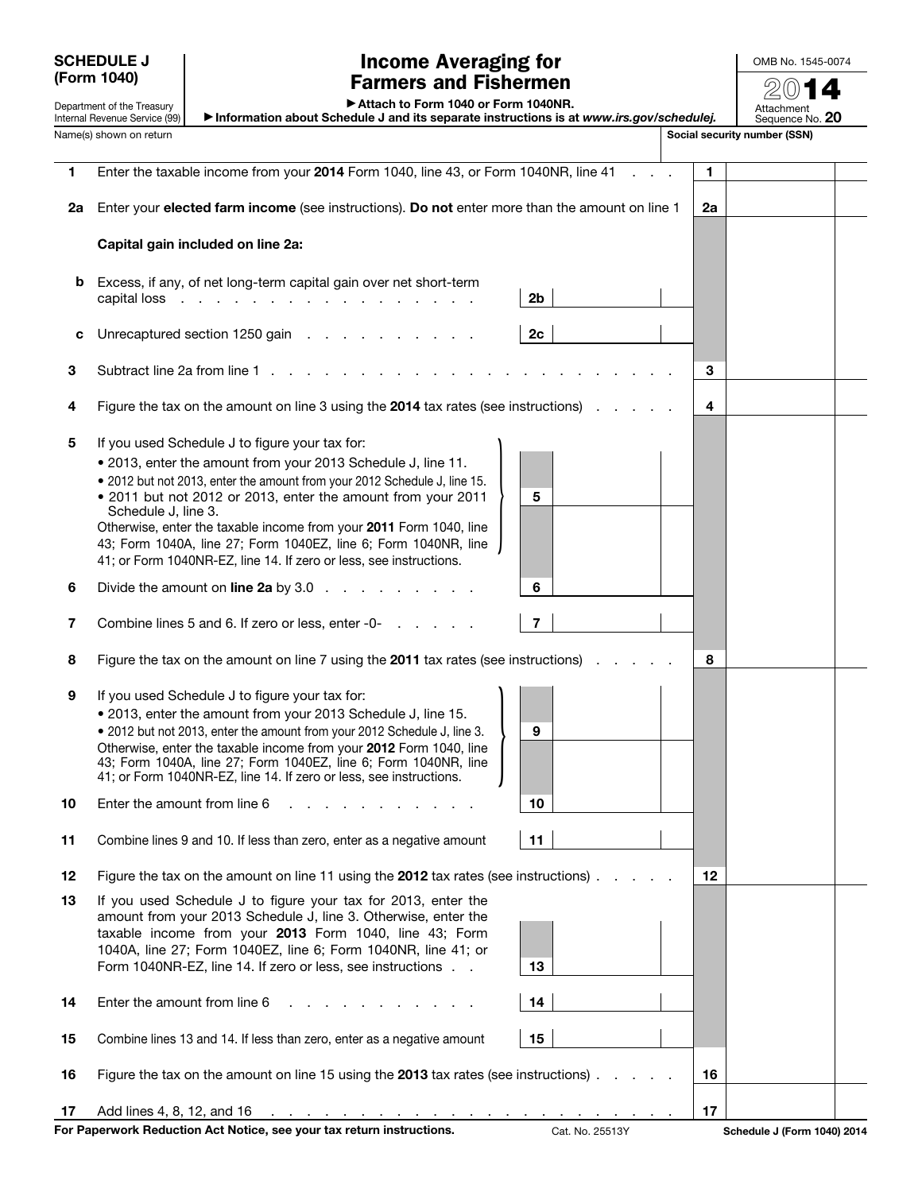**SCHEDULE J (Form 1040)**

Department of the Treasury
Internal Revenue Service (99)

# Income Averaging for Farmers and Fishermen

▶ Attach to Form 1040 or Form 1040NR.

▶ Information about Schedule J and its separate instructions is at *www.irs.gov/schedulej.*

OMB No. 1545-0074

**2014**

Attachment Sequence No. **20**

Name(s) shown on return | Social security number (SSN)

| Line | Description | | | Line | Amount |
|---|---|---|---|---|---|
| **1** | Enter the taxable income from your **2014** Form 1040, line 43, or Form 1040NR, line 41 | | | **1** | |
| **2a** | Enter your **elected farm income** (see instructions). **Do not** enter more than the amount on line 1 | | | **2a** | |
| | **Capital gain included on line 2a:** | | | | |
| **b** | Excess, if any, of net long-term capital gain over net short-term capital loss | **2b** | | | |
| **c** | Unrecaptured section 1250 gain | **2c** | | | |
| **3** | Subtract line 2a from line 1 | | | **3** | |
| **4** | Figure the tax on the amount on line 3 using the **2014** tax rates (see instructions) | | | **4** | |
| **5** | If you used Schedule J to figure your tax for:<br>• 2013, enter the amount from your 2013 Schedule J, line 11.<br>• 2012 but not 2013, enter the amount from your 2012 Schedule J, line 15.<br>• 2011 but not 2012 or 2013, enter the amount from your 2011 Schedule J, line 3.<br>Otherwise, enter the taxable income from your **2011** Form 1040, line 43; Form 1040A, line 27; Form 1040EZ, line 6; Form 1040NR, line 41; or Form 1040NR-EZ, line 14. If zero or less, see instructions. | **5** | | | |
| **6** | Divide the amount on **line 2a** by 3.0 | **6** | | | |
| **7** | Combine lines 5 and 6. If zero or less, enter -0- | **7** | | | |
| **8** | Figure the tax on the amount on line 7 using the **2011** tax rates (see instructions) | | | **8** | |
| **9** | If you used Schedule J to figure your tax for:<br>• 2013, enter the amount from your 2013 Schedule J, line 15.<br>• 2012 but not 2013, enter the amount from your 2012 Schedule J, line 3.<br>Otherwise, enter the taxable income from your **2012** Form 1040, line 43; Form 1040A, line 27; Form 1040EZ, line 6; Form 1040NR, line 41; or Form 1040NR-EZ, line 14. If zero or less, see instructions. | **9** | | | |
| **10** | Enter the amount from line 6 | **10** | | | |
| **11** | Combine lines 9 and 10. If less than zero, enter as a negative amount | **11** | | | |
| **12** | Figure the tax on the amount on line 11 using the **2012** tax rates (see instructions) | | | **12** | |
| **13** | If you used Schedule J to figure your tax for 2013, enter the amount from your 2013 Schedule J, line 3. Otherwise, enter the taxable income from your **2013** Form 1040, line 43; Form 1040A, line 27; Form 1040EZ, line 6; Form 1040NR, line 41; or Form 1040NR-EZ, line 14. If zero or less, see instructions | **13** | | | |
| **14** | Enter the amount from line 6 | **14** | | | |
| **15** | Combine lines 13 and 14. If less than zero, enter as a negative amount | **15** | | | |
| **16** | Figure the tax on the amount on line 15 using the **2013** tax rates (see instructions) | | | **16** | |
| **17** | Add lines 4, 8, 12, and 16 | | | **17** | |

**For Paperwork Reduction Act Notice, see your tax return instructions.** Cat. No. 25513Y **Schedule J (Form 1040) 2014**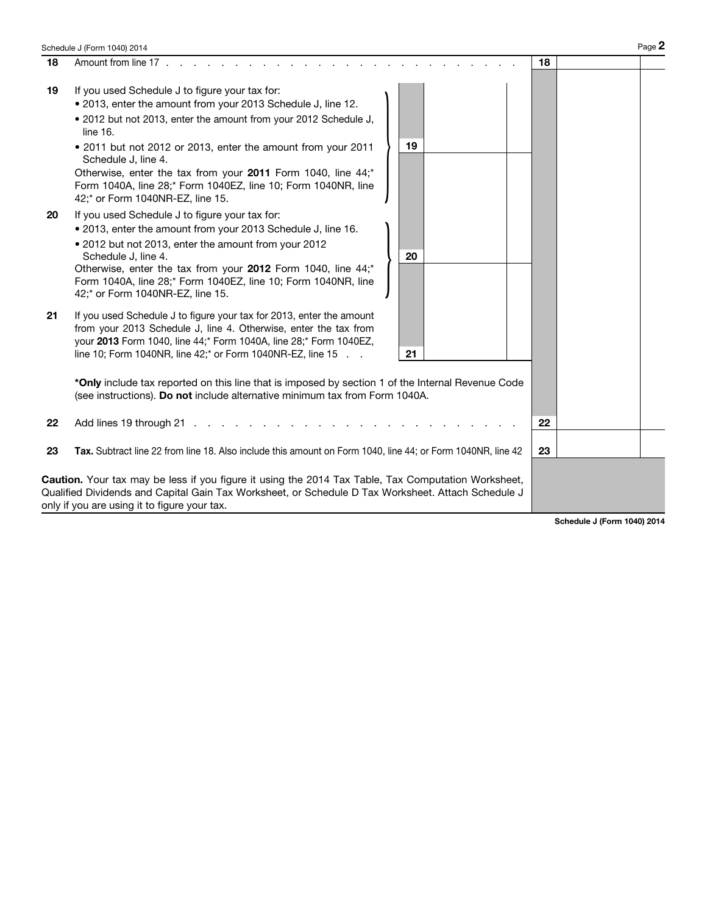| | | | |
|---|---|---|---|
| **18** | Amount from line 17 | **18** | |
| **19** | If you used Schedule J to figure your tax for:<br>• 2013, enter the amount from your 2013 Schedule J, line 12.<br>• 2012 but not 2013, enter the amount from your 2012 Schedule J, line 16.<br>• 2011 but not 2012 or 2013, enter the amount from your 2011 Schedule J, line 4.<br>Otherwise, enter the tax from your **2011** Form 1040, line 44;* Form 1040A, line 28;* Form 1040EZ, line 10; Form 1040NR, line 42;* or Form 1040NR-EZ, line 15. **19** | | |
| **20** | If you used Schedule J to figure your tax for:<br>• 2013, enter the amount from your 2013 Schedule J, line 16.<br>• 2012 but not 2013, enter the amount from your 2012 Schedule J, line 4.<br>Otherwise, enter the tax from your **2012** Form 1040, line 44;* Form 1040A, line 28;* Form 1040EZ, line 10; Form 1040NR, line 42;* or Form 1040NR-EZ, line 15. **20** | | |
| **21** | If you used Schedule J to figure your tax for 2013, enter the amount from your 2013 Schedule J, line 4. Otherwise, enter the tax from your **2013** Form 1040, line 44;* Form 1040A, line 28;* Form 1040EZ, line 10; Form 1040NR, line 42;* or Form 1040NR-EZ, line 15 **21** | | |
| | ***Only** include tax reported on this line that is imposed by section 1 of the Internal Revenue Code (see instructions). **Do not** include alternative minimum tax from Form 1040A. | | |
| **22** | Add lines 19 through 21 | **22** | |
| **23** | **Tax.** Subtract line 22 from line 18. Also include this amount on Form 1040, line 44; or Form 1040NR, line 42 | **23** | |

**Caution.** Your tax may be less if you figure it using the 2014 Tax Table, Tax Computation Worksheet, Qualified Dividends and Capital Gain Tax Worksheet, or Schedule D Tax Worksheet. Attach Schedule J only if you are using it to figure your tax.

Schedule J (Form 1040) 2014